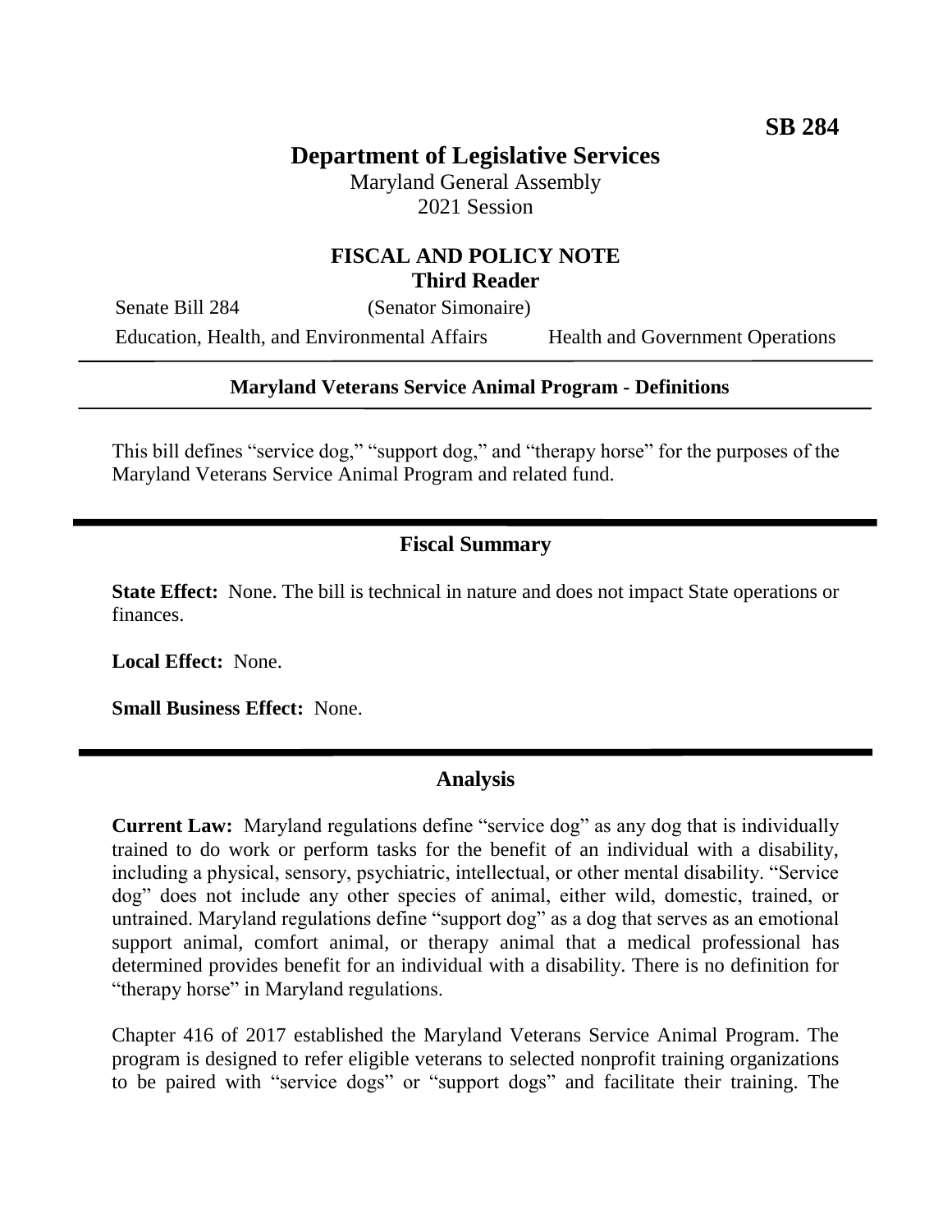**SB 284**

# Department of Legislative Services

Maryland General Assembly
2021 Session

## FISCAL AND POLICY NOTE
**Third Reader**

Senate Bill 284 (Senator Simonaire)
Education, Health, and Environmental Affairs Health and Government Operations

---

**Maryland Veterans Service Animal Program - Definitions**

---

This bill defines "service dog," "support dog," and "therapy horse" for the purposes of the Maryland Veterans Service Animal Program and related fund.

---

## Fiscal Summary

**State Effect:** None. The bill is technical in nature and does not impact State operations or finances.

**Local Effect:** None.

**Small Business Effect:** None.

---

## Analysis

**Current Law:** Maryland regulations define "service dog" as any dog that is individually trained to do work or perform tasks for the benefit of an individual with a disability, including a physical, sensory, psychiatric, intellectual, or other mental disability. "Service dog" does not include any other species of animal, either wild, domestic, trained, or untrained. Maryland regulations define "support dog" as a dog that serves as an emotional support animal, comfort animal, or therapy animal that a medical professional has determined provides benefit for an individual with a disability. There is no definition for "therapy horse" in Maryland regulations.

Chapter 416 of 2017 established the Maryland Veterans Service Animal Program. The program is designed to refer eligible veterans to selected nonprofit training organizations to be paired with "service dogs" or "support dogs" and facilitate their training. The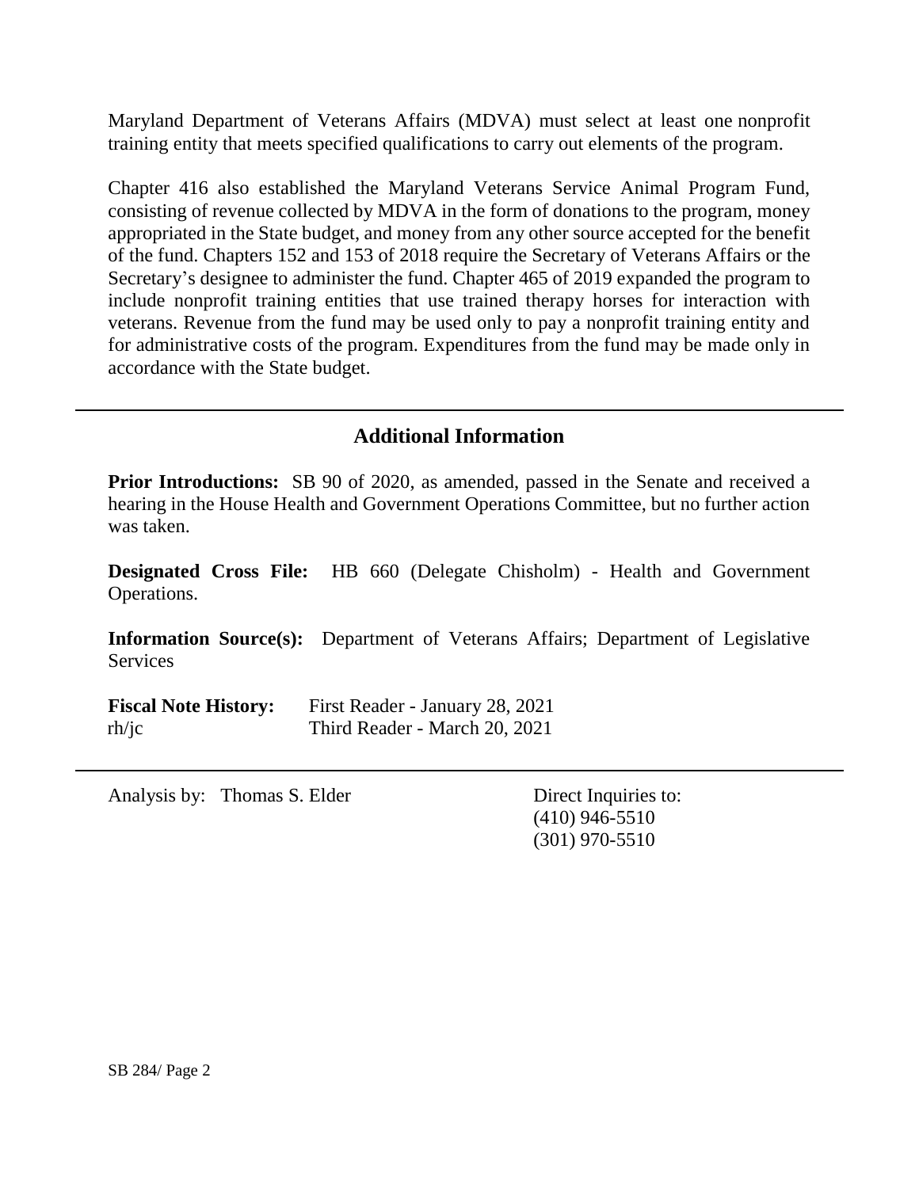Maryland Department of Veterans Affairs (MDVA) must select at least one nonprofit training entity that meets specified qualifications to carry out elements of the program.

Chapter 416 also established the Maryland Veterans Service Animal Program Fund, consisting of revenue collected by MDVA in the form of donations to the program, money appropriated in the State budget, and money from any other source accepted for the benefit of the fund. Chapters 152 and 153 of 2018 require the Secretary of Veterans Affairs or the Secretary's designee to administer the fund. Chapter 465 of 2019 expanded the program to include nonprofit training entities that use trained therapy horses for interaction with veterans. Revenue from the fund may be used only to pay a nonprofit training entity and for administrative costs of the program. Expenditures from the fund may be made only in accordance with the State budget.

---

## Additional Information

**Prior Introductions:** SB 90 of 2020, as amended, passed in the Senate and received a hearing in the House Health and Government Operations Committee, but no further action was taken.

**Designated Cross File:** HB 660 (Delegate Chisholm) - Health and Government Operations.

**Information Source(s):** Department of Veterans Affairs; Department of Legislative Services

**Fiscal Note History:** First Reader - January 28, 2021
rh/jc Third Reader - March 20, 2021

---

Analysis by: Thomas S. Elder

Direct Inquiries to:
(410) 946-5510
(301) 970-5510